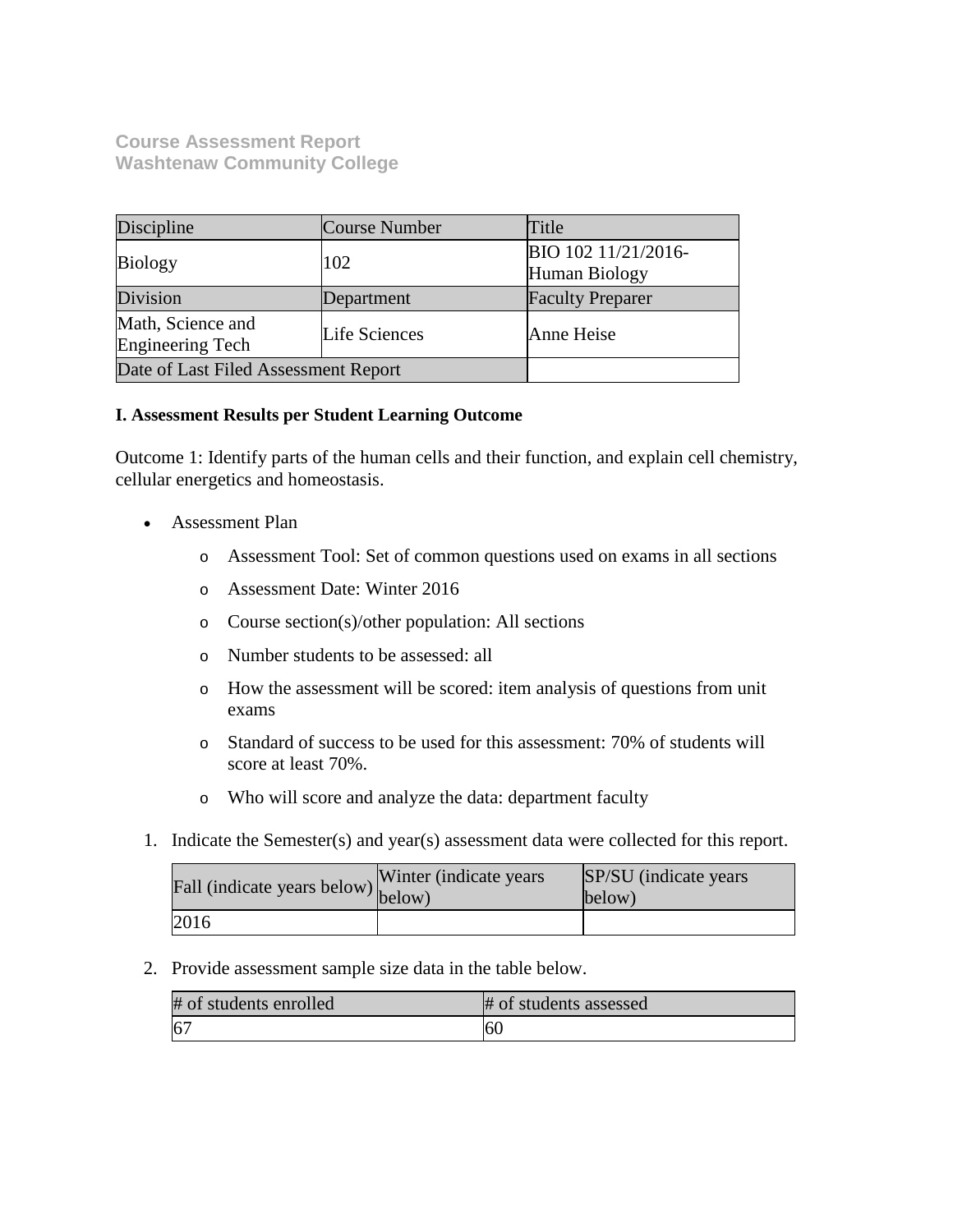**Course Assessment Report**
**Washtenaw Community College**

| Discipline | Course Number | Title |
|---|---|---|
| Biology | 102 | BIO 102 11/21/2016-Human Biology |
| Division | Department | Faculty Preparer |
| Math, Science and Engineering Tech | Life Sciences | Anne Heise |
| Date of Last Filed Assessment Report | | |

**I. Assessment Results per Student Learning Outcome**

Outcome 1: Identify parts of the human cells and their function, and explain cell chemistry, cellular energetics and homeostasis.

- Assessment Plan
  - Assessment Tool: Set of common questions used on exams in all sections
  - Assessment Date: Winter 2016
  - Course section(s)/other population: All sections
  - Number students to be assessed: all
  - How the assessment will be scored: item analysis of questions from unit exams
  - Standard of success to be used for this assessment: 70% of students will score at least 70%.
  - Who will score and analyze the data: department faculty

1. Indicate the Semester(s) and year(s) assessment data were collected for this report.

| Fall (indicate years below) | Winter (indicate years below) | SP/SU (indicate years below) |
|---|---|---|
| 2016 | | |

2. Provide assessment sample size data in the table below.

| # of students enrolled | # of students assessed |
|---|---|
| 67 | 60 |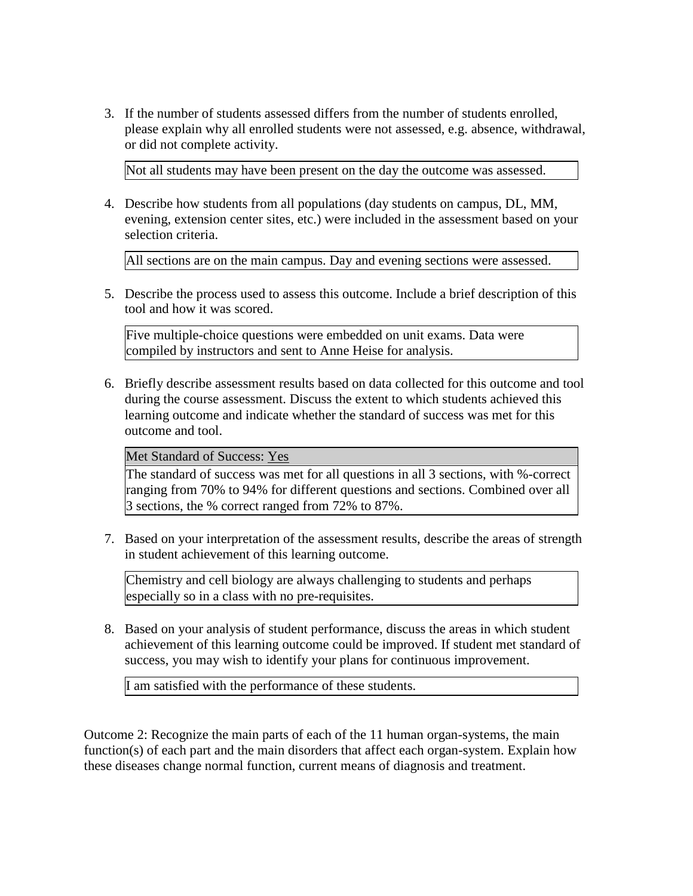3. If the number of students assessed differs from the number of students enrolled, please explain why all enrolled students were not assessed, e.g. absence, withdrawal, or did not complete activity.

   Not all students may have been present on the day the outcome was assessed.

4. Describe how students from all populations (day students on campus, DL, MM, evening, extension center sites, etc.) were included in the assessment based on your selection criteria.

   All sections are on the main campus. Day and evening sections were assessed.

5. Describe the process used to assess this outcome. Include a brief description of this tool and how it was scored.

   Five multiple-choice questions were embedded on unit exams. Data were compiled by instructors and sent to Anne Heise for analysis.

6. Briefly describe assessment results based on data collected for this outcome and tool during the course assessment. Discuss the extent to which students achieved this learning outcome and indicate whether the standard of success was met for this outcome and tool.

   Met Standard of Success: Yes

   The standard of success was met for all questions in all 3 sections, with %-correct ranging from 70% to 94% for different questions and sections. Combined over all 3 sections, the % correct ranged from 72% to 87%.

7. Based on your interpretation of the assessment results, describe the areas of strength in student achievement of this learning outcome.

   Chemistry and cell biology are always challenging to students and perhaps especially so in a class with no pre-requisites.

8. Based on your analysis of student performance, discuss the areas in which student achievement of this learning outcome could be improved. If student met standard of success, you may wish to identify your plans for continuous improvement.

   I am satisfied with the performance of these students.

Outcome 2: Recognize the main parts of each of the 11 human organ-systems, the main function(s) of each part and the main disorders that affect each organ-system. Explain how these diseases change normal function, current means of diagnosis and treatment.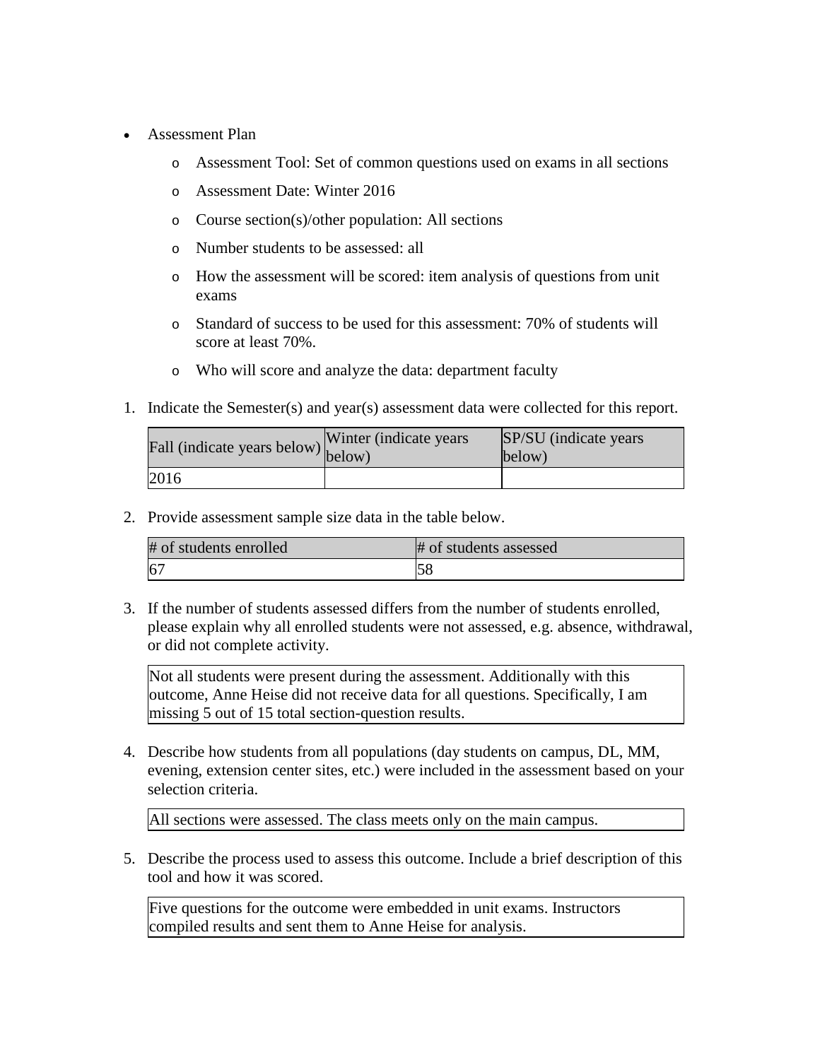- Assessment Plan
    - Assessment Tool: Set of common questions used on exams in all sections
    - Assessment Date: Winter 2016
    - Course section(s)/other population: All sections
    - Number students to be assessed: all
    - How the assessment will be scored: item analysis of questions from unit exams
    - Standard of success to be used for this assessment: 70% of students will score at least 70%.
    - Who will score and analyze the data: department faculty

1. Indicate the Semester(s) and year(s) assessment data were collected for this report.

| Fall (indicate years below) | Winter (indicate years below) | SP/SU (indicate years below) |
|---|---|---|
| 2016 | | |

2. Provide assessment sample size data in the table below.

| # of students enrolled | # of students assessed |
|---|---|
| 67 | 58 |

3. If the number of students assessed differs from the number of students enrolled, please explain why all enrolled students were not assessed, e.g. absence, withdrawal, or did not complete activity.

| Not all students were present during the assessment. Additionally with this outcome, Anne Heise did not receive data for all questions. Specifically, I am missing 5 out of 15 total section-question results. |
|---|

4. Describe how students from all populations (day students on campus, DL, MM, evening, extension center sites, etc.) were included in the assessment based on your selection criteria.

| All sections were assessed. The class meets only on the main campus. |
|---|

5. Describe the process used to assess this outcome. Include a brief description of this tool and how it was scored.

| Five questions for the outcome were embedded in unit exams. Instructors compiled results and sent them to Anne Heise for analysis. |
|---|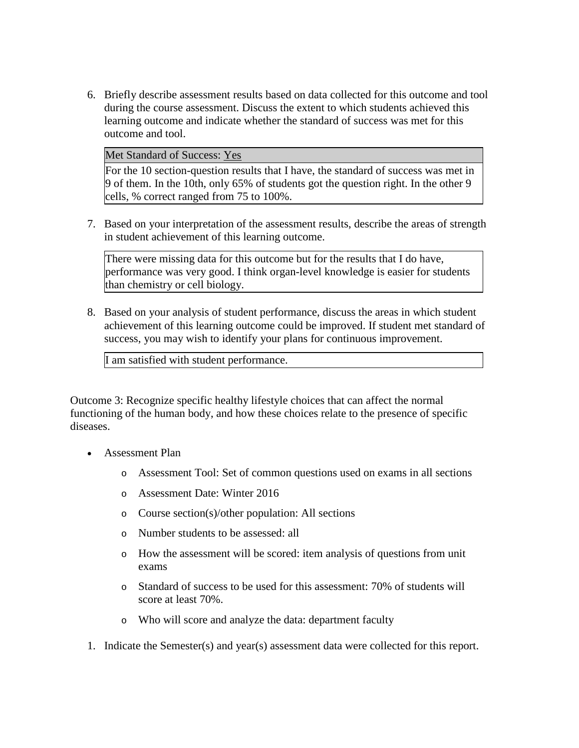6. Briefly describe assessment results based on data collected for this outcome and tool during the course assessment. Discuss the extent to which students achieved this learning outcome and indicate whether the standard of success was met for this outcome and tool.

| Met Standard of Success: Yes |
| --- |
| For the 10 section-question results that I have, the standard of success was met in 9 of them. In the 10th, only 65% of students got the question right. In the other 9 cells, % correct ranged from 75 to 100%. |

7. Based on your interpretation of the assessment results, describe the areas of strength in student achievement of this learning outcome.

| There were missing data for this outcome but for the results that I do have, performance was very good. I think organ-level knowledge is easier for students than chemistry or cell biology. |
| --- |

8. Based on your analysis of student performance, discuss the areas in which student achievement of this learning outcome could be improved. If student met standard of success, you may wish to identify your plans for continuous improvement.

| I am satisfied with student performance. |
| --- |

Outcome 3: Recognize specific healthy lifestyle choices that can affect the normal functioning of the human body, and how these choices relate to the presence of specific diseases.

- Assessment Plan
  - Assessment Tool: Set of common questions used on exams in all sections
  - Assessment Date: Winter 2016
  - Course section(s)/other population: All sections
  - Number students to be assessed: all
  - How the assessment will be scored: item analysis of questions from unit exams
  - Standard of success to be used for this assessment: 70% of students will score at least 70%.
  - Who will score and analyze the data: department faculty

1. Indicate the Semester(s) and year(s) assessment data were collected for this report.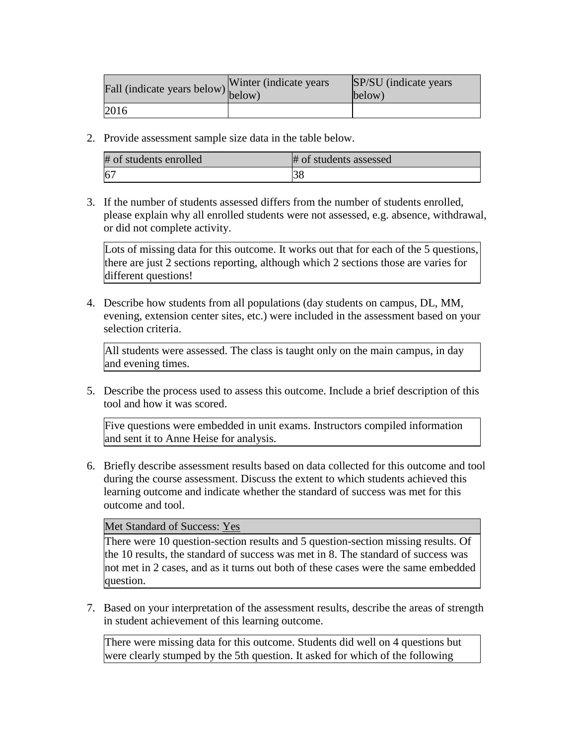| Fall (indicate years below) | Winter (indicate years below) | SP/SU (indicate years below) |
| --- | --- | --- |
| 2016 | | |

2. Provide assessment sample size data in the table below.

| # of students enrolled | # of students assessed |
| --- | --- |
| 67 | 38 |

3. If the number of students assessed differs from the number of students enrolled, please explain why all enrolled students were not assessed, e.g. absence, withdrawal, or did not complete activity.

| Lots of missing data for this outcome. It works out that for each of the 5 questions, there are just 2 sections reporting, although which 2 sections those are varies for different questions! |
| --- |

4. Describe how students from all populations (day students on campus, DL, MM, evening, extension center sites, etc.) were included in the assessment based on your selection criteria.

| All students were assessed. The class is taught only on the main campus, in day and evening times. |
| --- |

5. Describe the process used to assess this outcome. Include a brief description of this tool and how it was scored.

| Five questions were embedded in unit exams. Instructors compiled information and sent it to Anne Heise for analysis. |
| --- |

6. Briefly describe assessment results based on data collected for this outcome and tool during the course assessment. Discuss the extent to which students achieved this learning outcome and indicate whether the standard of success was met for this outcome and tool.

| Met Standard of Success: Yes |
| --- |
| There were 10 question-section results and 5 question-section missing results. Of the 10 results, the standard of success was met in 8. The standard of success was not met in 2 cases, and as it turns out both of these cases were the same embedded question. |

7. Based on your interpretation of the assessment results, describe the areas of strength in student achievement of this learning outcome.

| There were missing data for this outcome. Students did well on 4 questions but were clearly stumped by the 5th question. It asked for which of the following |
| --- |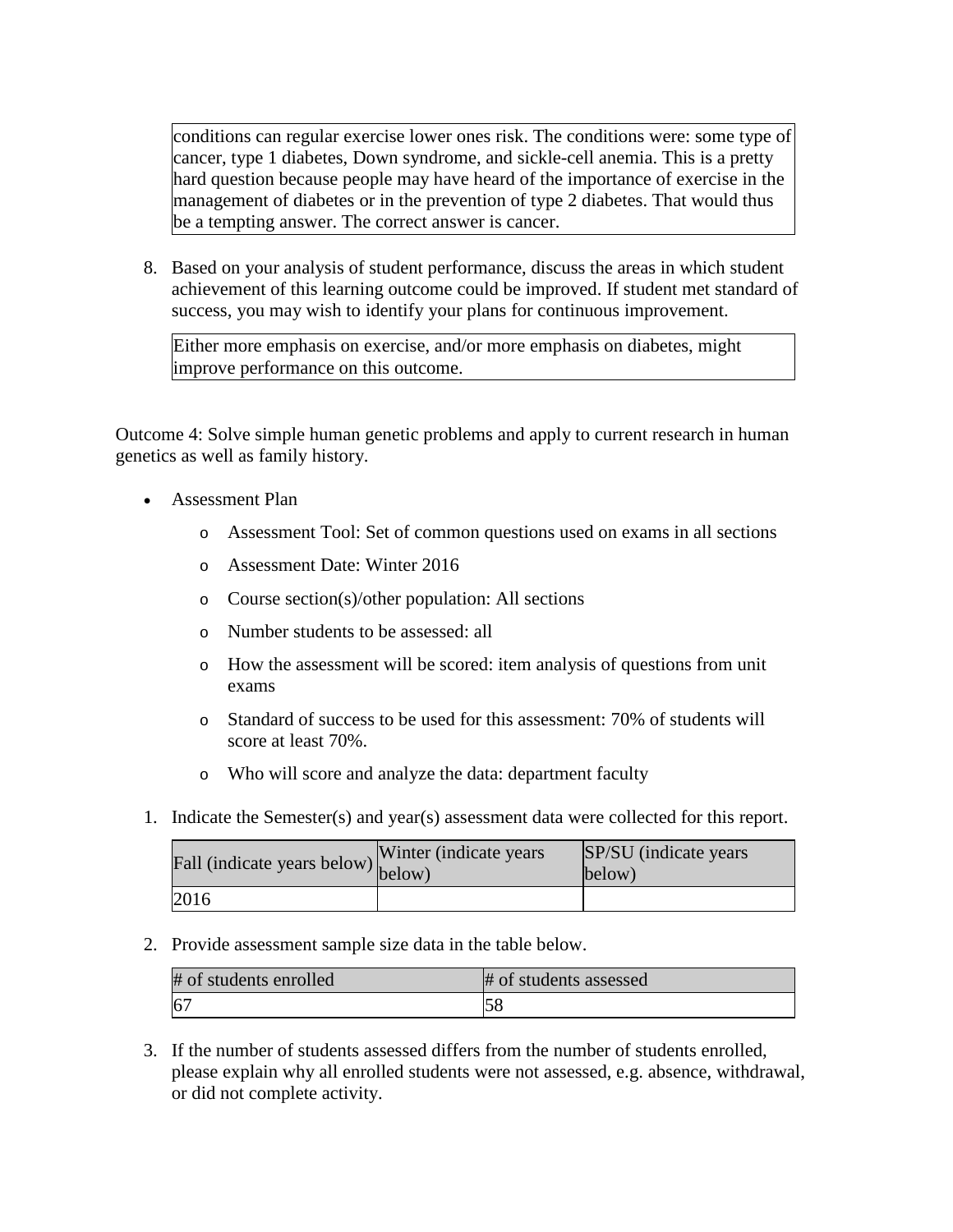conditions can regular exercise lower ones risk. The conditions were: some type of cancer, type 1 diabetes, Down syndrome, and sickle-cell anemia. This is a pretty hard question because people may have heard of the importance of exercise in the management of diabetes or in the prevention of type 2 diabetes. That would thus be a tempting answer. The correct answer is cancer.

8. Based on your analysis of student performance, discuss the areas in which student achievement of this learning outcome could be improved. If student met standard of success, you may wish to identify your plans for continuous improvement.

   Either more emphasis on exercise, and/or more emphasis on diabetes, might improve performance on this outcome.

Outcome 4: Solve simple human genetic problems and apply to current research in human genetics as well as family history.

- Assessment Plan
  - Assessment Tool: Set of common questions used on exams in all sections
  - Assessment Date: Winter 2016
  - Course section(s)/other population: All sections
  - Number students to be assessed: all
  - How the assessment will be scored: item analysis of questions from unit exams
  - Standard of success to be used for this assessment: 70% of students will score at least 70%.
  - Who will score and analyze the data: department faculty

1. Indicate the Semester(s) and year(s) assessment data were collected for this report.

| Fall (indicate years below) | Winter (indicate years below) | SP/SU (indicate years below) |
| --- | --- | --- |
| 2016 | | |

2. Provide assessment sample size data in the table below.

| # of students enrolled | # of students assessed |
| --- | --- |
| 67 | 58 |

3. If the number of students assessed differs from the number of students enrolled, please explain why all enrolled students were not assessed, e.g. absence, withdrawal, or did not complete activity.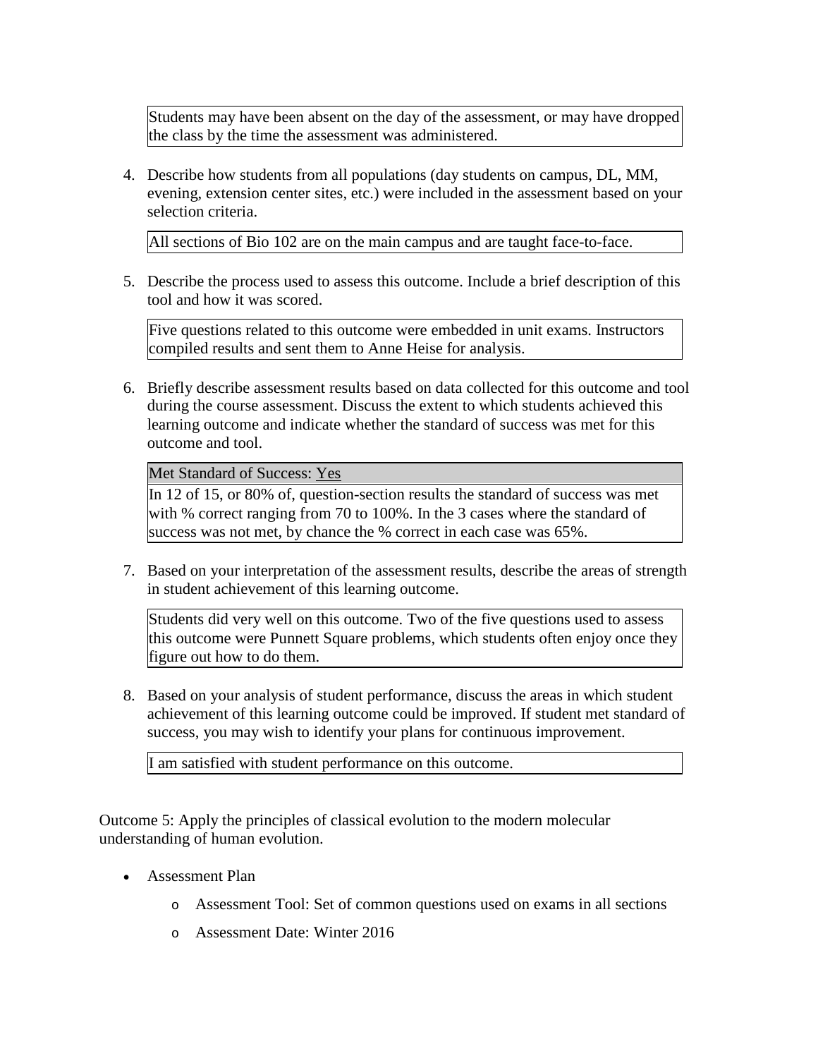Students may have been absent on the day of the assessment, or may have dropped the class by the time the assessment was administered.

4. Describe how students from all populations (day students on campus, DL, MM, evening, extension center sites, etc.) were included in the assessment based on your selection criteria.

   All sections of Bio 102 are on the main campus and are taught face-to-face.

5. Describe the process used to assess this outcome. Include a brief description of this tool and how it was scored.

   Five questions related to this outcome were embedded in unit exams. Instructors compiled results and sent them to Anne Heise for analysis.

6. Briefly describe assessment results based on data collected for this outcome and tool during the course assessment. Discuss the extent to which students achieved this learning outcome and indicate whether the standard of success was met for this outcome and tool.

   Met Standard of Success: Yes

   In 12 of 15, or 80% of, question-section results the standard of success was met with % correct ranging from 70 to 100%. In the 3 cases where the standard of success was not met, by chance the % correct in each case was 65%.

7. Based on your interpretation of the assessment results, describe the areas of strength in student achievement of this learning outcome.

   Students did very well on this outcome. Two of the five questions used to assess this outcome were Punnett Square problems, which students often enjoy once they figure out how to do them.

8. Based on your analysis of student performance, discuss the areas in which student achievement of this learning outcome could be improved. If student met standard of success, you may wish to identify your plans for continuous improvement.

   I am satisfied with student performance on this outcome.

Outcome 5: Apply the principles of classical evolution to the modern molecular understanding of human evolution.

- Assessment Plan
  - Assessment Tool: Set of common questions used on exams in all sections
  - Assessment Date: Winter 2016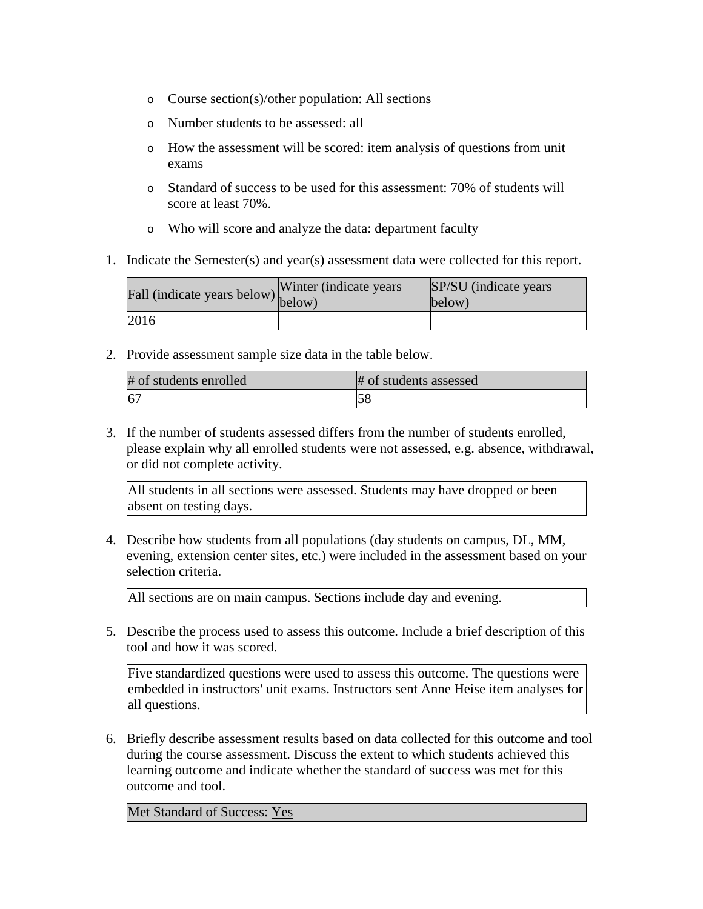- Course section(s)/other population: All sections
- Number students to be assessed: all
- How the assessment will be scored: item analysis of questions from unit exams
- Standard of success to be used for this assessment: 70% of students will score at least 70%.
- Who will score and analyze the data: department faculty

1. Indicate the Semester(s) and year(s) assessment data were collected for this report.

| Fall (indicate years below) | Winter (indicate years below) | SP/SU (indicate years below) |
|---|---|---|
| 2016 | | |

2. Provide assessment sample size data in the table below.

| # of students enrolled | # of students assessed |
|---|---|
| 67 | 58 |

3. If the number of students assessed differs from the number of students enrolled, please explain why all enrolled students were not assessed, e.g. absence, withdrawal, or did not complete activity.

| All students in all sections were assessed. Students may have dropped or been absent on testing days. |
|---|

4. Describe how students from all populations (day students on campus, DL, MM, evening, extension center sites, etc.) were included in the assessment based on your selection criteria.

| All sections are on main campus. Sections include day and evening. |
|---|

5. Describe the process used to assess this outcome. Include a brief description of this tool and how it was scored.

| Five standardized questions were used to assess this outcome. The questions were embedded in instructors' unit exams. Instructors sent Anne Heise item analyses for all questions. |
|---|

6. Briefly describe assessment results based on data collected for this outcome and tool during the course assessment. Discuss the extent to which students achieved this learning outcome and indicate whether the standard of success was met for this outcome and tool.

| Met Standard of Success: Yes |
|---|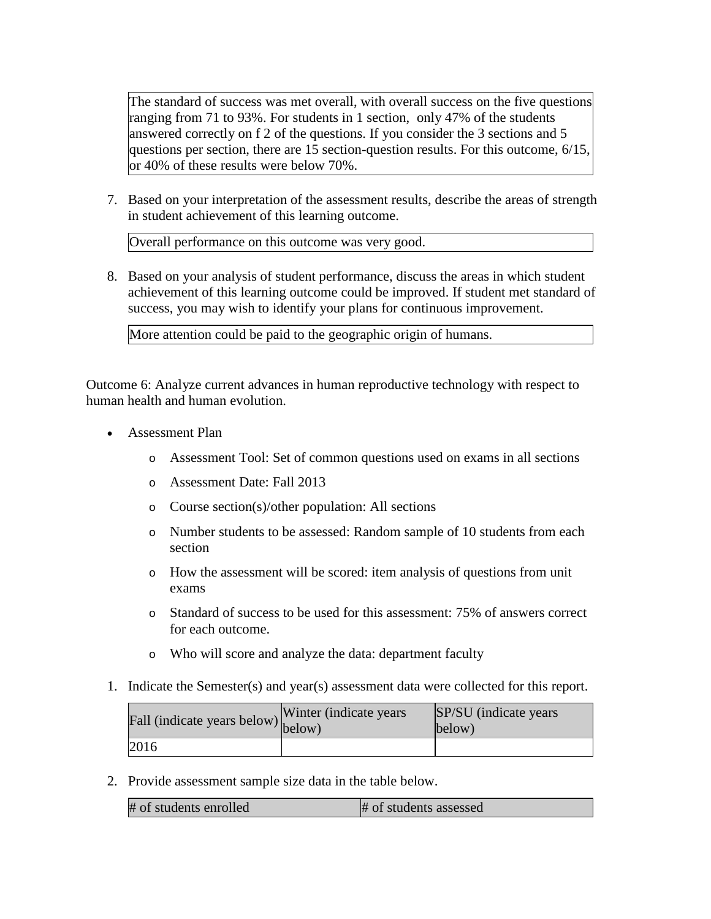The standard of success was met overall, with overall success on the five questions ranging from 71 to 93%. For students in 1 section, only 47% of the students answered correctly on f 2 of the questions. If you consider the 3 sections and 5 questions per section, there are 15 section-question results. For this outcome, 6/15, or 40% of these results were below 70%.

7. Based on your interpretation of the assessment results, describe the areas of strength in student achievement of this learning outcome.

   Overall performance on this outcome was very good.

8. Based on your analysis of student performance, discuss the areas in which student achievement of this learning outcome could be improved. If student met standard of success, you may wish to identify your plans for continuous improvement.

   More attention could be paid to the geographic origin of humans.

Outcome 6: Analyze current advances in human reproductive technology with respect to human health and human evolution.

- Assessment Plan
  - Assessment Tool: Set of common questions used on exams in all sections
  - Assessment Date: Fall 2013
  - Course section(s)/other population: All sections
  - Number students to be assessed: Random sample of 10 students from each section
  - How the assessment will be scored: item analysis of questions from unit exams
  - Standard of success to be used for this assessment: 75% of answers correct for each outcome.
  - Who will score and analyze the data: department faculty

1. Indicate the Semester(s) and year(s) assessment data were collected for this report.

| Fall (indicate years below) | Winter (indicate years below) | SP/SU (indicate years below) |
|---|---|---|
| 2016 | | |

2. Provide assessment sample size data in the table below.

| # of students enrolled | # of students assessed |
|---|---|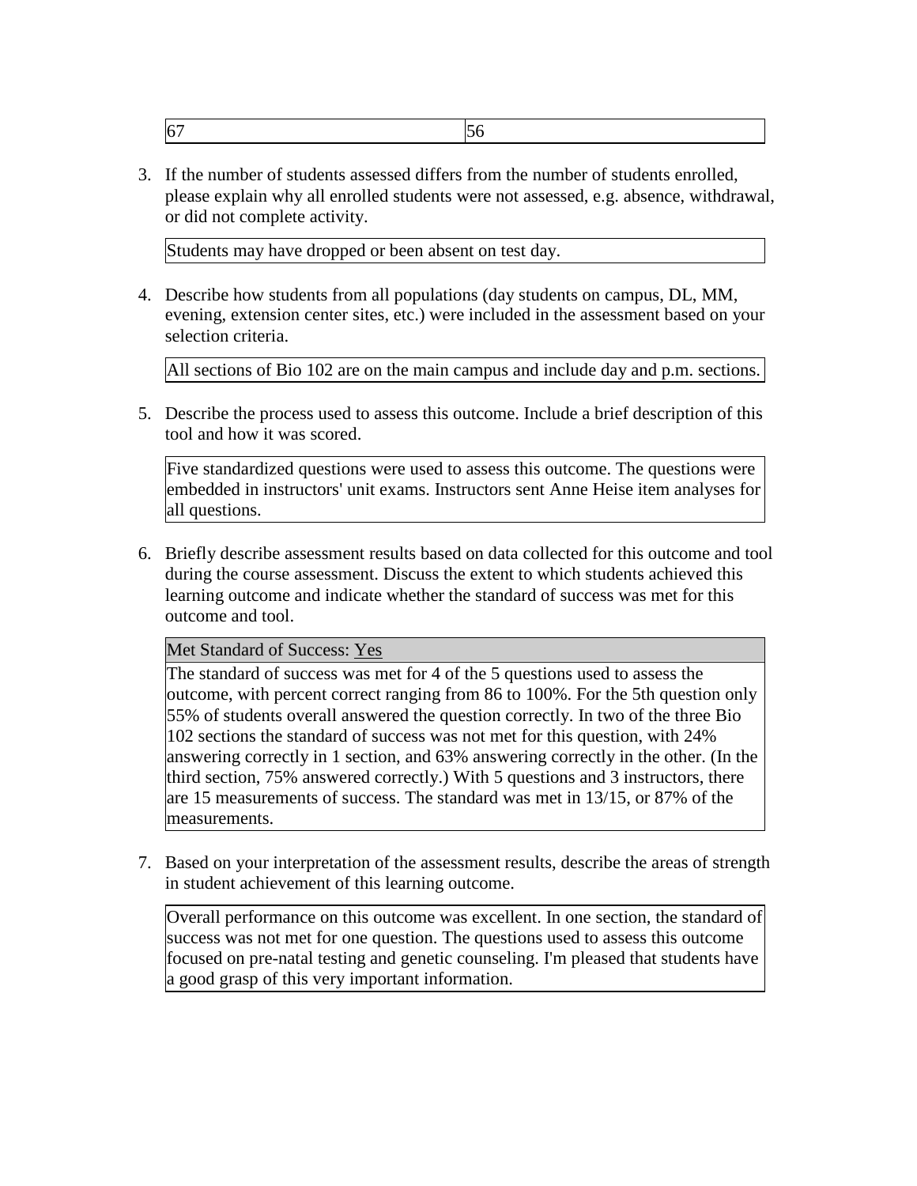| 67 | 56 |
|---|---|

3. If the number of students assessed differs from the number of students enrolled, please explain why all enrolled students were not assessed, e.g. absence, withdrawal, or did not complete activity.

| Students may have dropped or been absent on test day. |
|---|

4. Describe how students from all populations (day students on campus, DL, MM, evening, extension center sites, etc.) were included in the assessment based on your selection criteria.

| All sections of Bio 102 are on the main campus and include day and p.m. sections. |
|---|

5. Describe the process used to assess this outcome. Include a brief description of this tool and how it was scored.

| Five standardized questions were used to assess this outcome. The questions were embedded in instructors' unit exams. Instructors sent Anne Heise item analyses for all questions. |
|---|

6. Briefly describe assessment results based on data collected for this outcome and tool during the course assessment. Discuss the extent to which students achieved this learning outcome and indicate whether the standard of success was met for this outcome and tool.

| Met Standard of Success: Yes |
|---|
| The standard of success was met for 4 of the 5 questions used to assess the outcome, with percent correct ranging from 86 to 100%. For the 5th question only 55% of students overall answered the question correctly. In two of the three Bio 102 sections the standard of success was not met for this question, with 24% answering correctly in 1 section, and 63% answering correctly in the other. (In the third section, 75% answered correctly.) With 5 questions and 3 instructors, there are 15 measurements of success. The standard was met in 13/15, or 87% of the measurements. |

7. Based on your interpretation of the assessment results, describe the areas of strength in student achievement of this learning outcome.

| Overall performance on this outcome was excellent. In one section, the standard of success was not met for one question. The questions used to assess this outcome focused on pre-natal testing and genetic counseling. I'm pleased that students have a good grasp of this very important information. |
|---|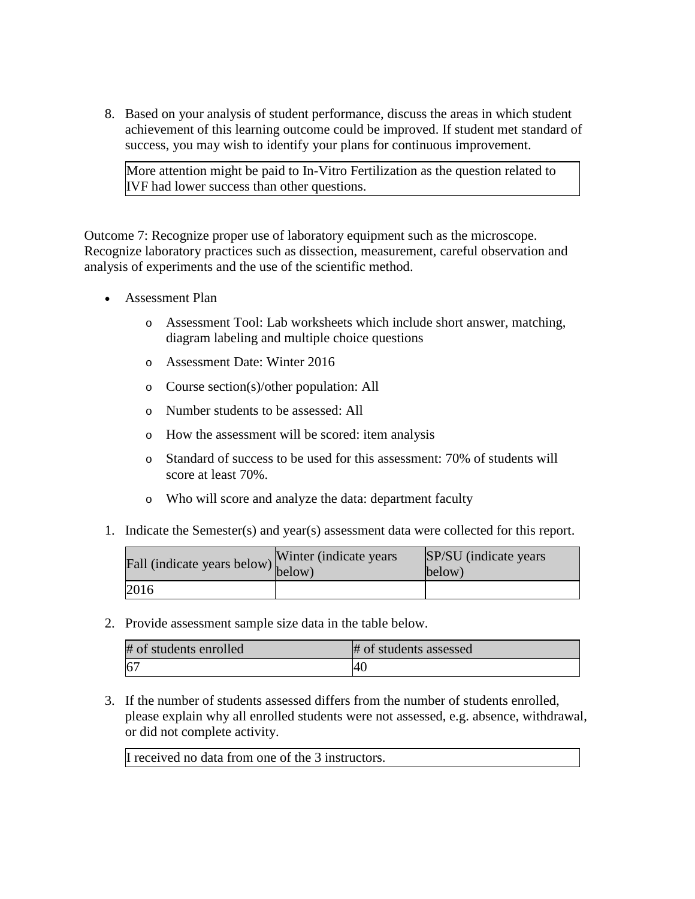8. Based on your analysis of student performance, discuss the areas in which student achievement of this learning outcome could be improved. If student met standard of success, you may wish to identify your plans for continuous improvement.

| More attention might be paid to In-Vitro Fertilization as the question related to IVF had lower success than other questions. |
| --- |

Outcome 7: Recognize proper use of laboratory equipment such as the microscope. Recognize laboratory practices such as dissection, measurement, careful observation and analysis of experiments and the use of the scientific method.

- Assessment Plan
  - Assessment Tool: Lab worksheets which include short answer, matching, diagram labeling and multiple choice questions
  - Assessment Date: Winter 2016
  - Course section(s)/other population: All
  - Number students to be assessed: All
  - How the assessment will be scored: item analysis
  - Standard of success to be used for this assessment: 70% of students will score at least 70%.
  - Who will score and analyze the data: department faculty

1. Indicate the Semester(s) and year(s) assessment data were collected for this report.

| Fall (indicate years below) | Winter (indicate years below) | SP/SU (indicate years below) |
| --- | --- | --- |
| 2016 | | |

2. Provide assessment sample size data in the table below.

| # of students enrolled | # of students assessed |
| --- | --- |
| 67 | 40 |

3. If the number of students assessed differs from the number of students enrolled, please explain why all enrolled students were not assessed, e.g. absence, withdrawal, or did not complete activity.

| I received no data from one of the 3 instructors. |
| --- |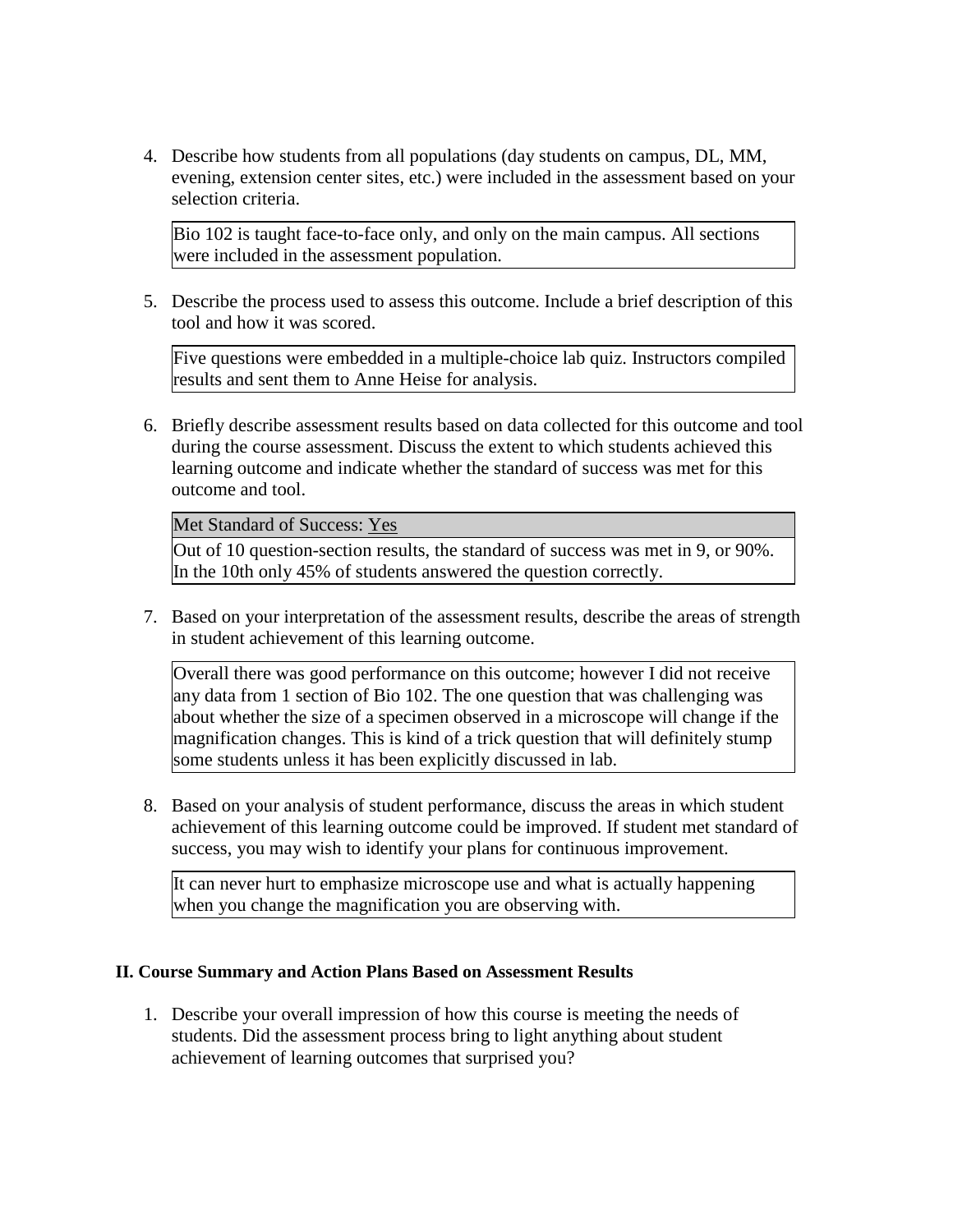4. Describe how students from all populations (day students on campus, DL, MM, evening, extension center sites, etc.) were included in the assessment based on your selection criteria.

   Bio 102 is taught face-to-face only, and only on the main campus. All sections were included in the assessment population.

5. Describe the process used to assess this outcome. Include a brief description of this tool and how it was scored.

   Five questions were embedded in a multiple-choice lab quiz. Instructors compiled results and sent them to Anne Heise for analysis.

6. Briefly describe assessment results based on data collected for this outcome and tool during the course assessment. Discuss the extent to which students achieved this learning outcome and indicate whether the standard of success was met for this outcome and tool.

   Met Standard of Success: Yes

   Out of 10 question-section results, the standard of success was met in 9, or 90%. In the 10th only 45% of students answered the question correctly.

7. Based on your interpretation of the assessment results, describe the areas of strength in student achievement of this learning outcome.

   Overall there was good performance on this outcome; however I did not receive any data from 1 section of Bio 102. The one question that was challenging was about whether the size of a specimen observed in a microscope will change if the magnification changes. This is kind of a trick question that will definitely stump some students unless it has been explicitly discussed in lab.

8. Based on your analysis of student performance, discuss the areas in which student achievement of this learning outcome could be improved. If student met standard of success, you may wish to identify your plans for continuous improvement.

   It can never hurt to emphasize microscope use and what is actually happening when you change the magnification you are observing with.

**II. Course Summary and Action Plans Based on Assessment Results**

1. Describe your overall impression of how this course is meeting the needs of students. Did the assessment process bring to light anything about student achievement of learning outcomes that surprised you?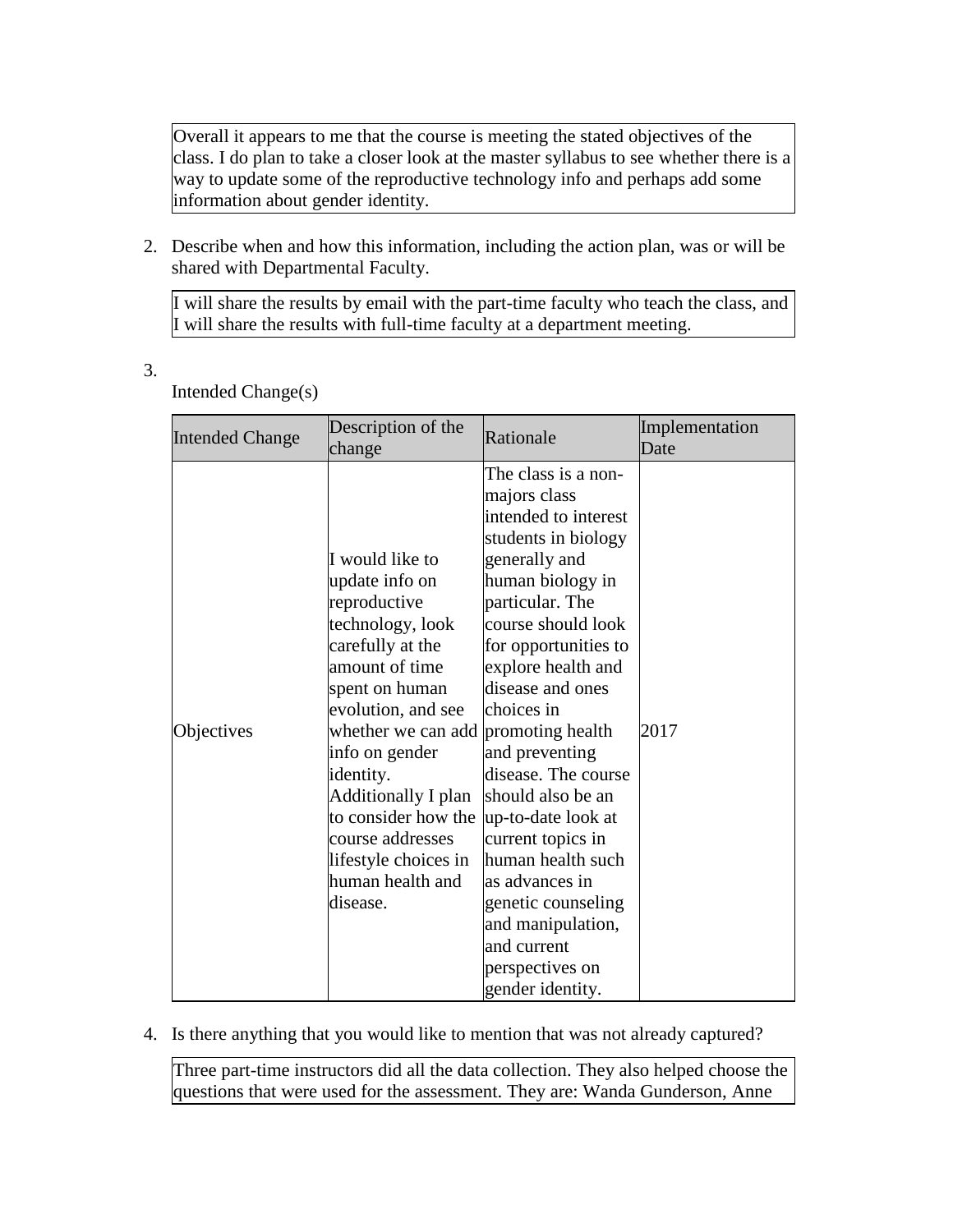Overall it appears to me that the course is meeting the stated objectives of the class. I do plan to take a closer look at the master syllabus to see whether there is a way to update some of the reproductive technology info and perhaps add some information about gender identity.

2. Describe when and how this information, including the action plan, was or will be shared with Departmental Faculty.

I will share the results by email with the part-time faculty who teach the class, and I will share the results with full-time faculty at a department meeting.

3. Intended Change(s)

| Intended Change | Description of the change | Rationale | Implementation Date |
|---|---|---|---|
| Objectives | I would like to update info on reproductive technology, look carefully at the amount of time spent on human evolution, and see whether we can add info on gender identity. Additionally I plan to consider how the course addresses lifestyle choices in human health and disease. | The class is a non-majors class intended to interest students in biology generally and human biology in particular. The course should look for opportunities to explore health and disease and ones choices in promoting health and preventing disease. The course should also be an up-to-date look at current topics in human health such as advances in genetic counseling and manipulation, and current perspectives on gender identity. | 2017 |

4. Is there anything that you would like to mention that was not already captured?

Three part-time instructors did all the data collection. They also helped choose the questions that were used for the assessment. They are: Wanda Gunderson, Anne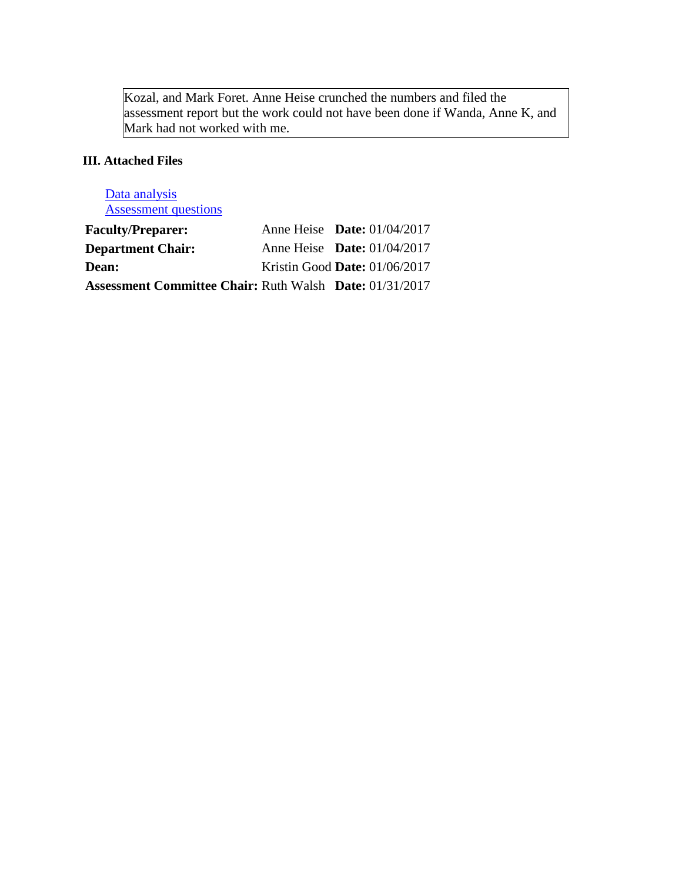Kozal, and Mark Foret. Anne Heise crunched the numbers and filed the assessment report but the work could not have been done if Wanda, Anne K, and Mark had not worked with me.

### III. Attached Files

[Data analysis]
[Assessment questions]

| | | |
|---|---|---|
| **Faculty/Preparer:** | Anne Heise | **Date:** 01/04/2017 |
| **Department Chair:** | Anne Heise | **Date:** 01/04/2017 |
| **Dean:** | Kristin Good | **Date:** 01/06/2017 |
| **Assessment Committee Chair:** | Ruth Walsh | **Date:** 01/31/2017 |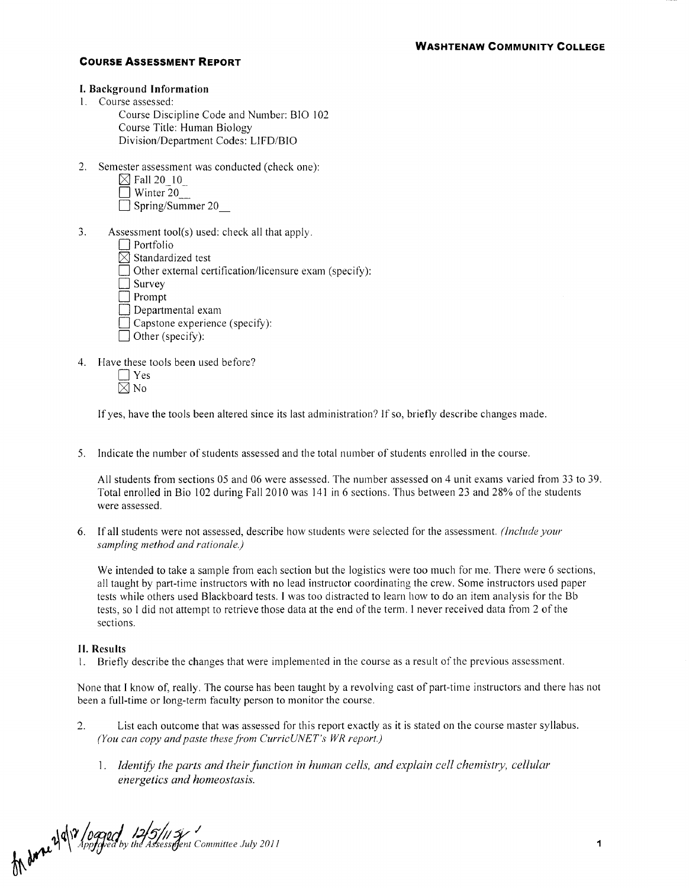**WASHTENAW COMMUNITY COLLEGE**

## COURSE ASSESSMENT REPORT

### I. Background Information

1. Course assessed:
   Course Discipline Code and Number: BIO 102
   Course Title: Human Biology
   Division/Department Codes: LIFD/BIO

2. Semester assessment was conducted (check one):
   - [x] Fall 20_10_
   - [ ] Winter 20__
   - [ ] Spring/Summer 20__

3. Assessment tool(s) used: check all that apply.
   - [ ] Portfolio
   - [x] Standardized test
   - [ ] Other external certification/licensure exam (specify):
   - [ ] Survey
   - [ ] Prompt
   - [ ] Departmental exam
   - [ ] Capstone experience (specify):
   - [ ] Other (specify):

4. Have these tools been used before?
   - [ ] Yes
   - [x] No

   If yes, have the tools been altered since its last administration? If so, briefly describe changes made.

5. Indicate the number of students assessed and the total number of students enrolled in the course.

   All students from sections 05 and 06 were assessed. The number assessed on 4 unit exams varied from 33 to 39. Total enrolled in Bio 102 during Fall 2010 was 141 in 6 sections. Thus between 23 and 28% of the students were assessed.

6. If all students were not assessed, describe how students were selected for the assessment. *(Include your sampling method and rationale.)*

   We intended to take a sample from each section but the logistics were too much for me. There were 6 sections, all taught by part-time instructors with no lead instructor coordinating the crew. Some instructors used paper tests while others used Blackboard tests. I was too distracted to learn how to do an item analysis for the Bb tests, so I did not attempt to retrieve those data at the end of the term. I never received data from 2 of the sections.

### II. Results

1. Briefly describe the changes that were implemented in the course as a result of the previous assessment.

None that I know of, really. The course has been taught by a revolving cast of part-time instructors and there has not been a full-time or long-term faculty person to monitor the course.

2. List each outcome that was assessed for this report exactly as it is stated on the course master syllabus. *(You can copy and paste these from CurricUNET's WR report.)*

   1. *Identify the parts and their function in human cells, and explain cell chemistry, cellular energetics and homeostasis.*

fn done 2/8/12 logged 12/5/11 Approved by the Assessment Committee July 2011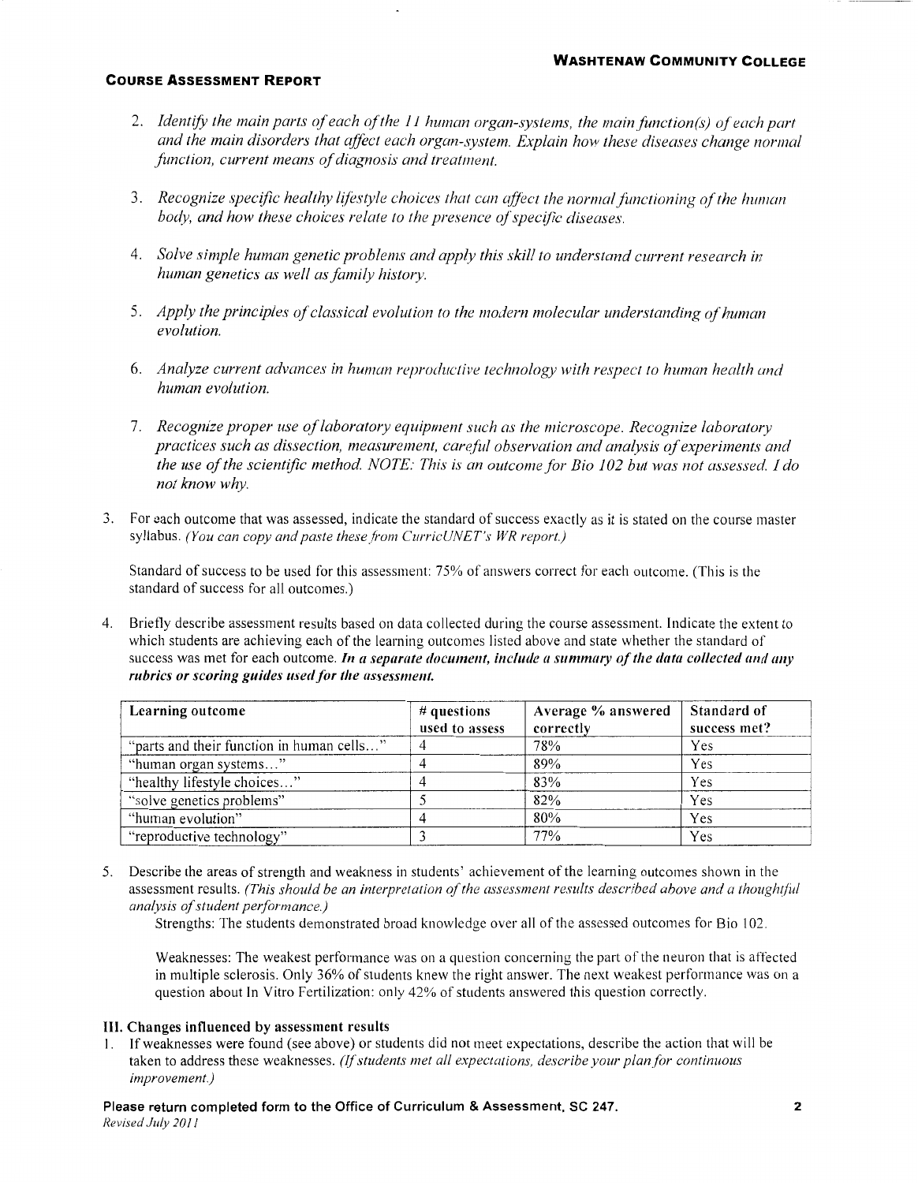**COURSE ASSESSMENT REPORT**

2. *Identify the main parts of each of the 11 human organ-systems, the main function(s) of each part and the main disorders that affect each organ-system. Explain how these diseases change normal function, current means of diagnosis and treatment.*

3. *Recognize specific healthy lifestyle choices that can affect the normal functioning of the human body, and how these choices relate to the presence of specific diseases.*

4. *Solve simple human genetic problems and apply this skill to understand current research in human genetics as well as family history.*

5. *Apply the principles of classical evolution to the modern molecular understanding of human evolution.*

6. *Analyze current advances in human reproductive technology with respect to human health and human evolution.*

7. *Recognize proper use of laboratory equipment such as the microscope. Recognize laboratory practices such as dissection, measurement, careful observation and analysis of experiments and the use of the scientific method. NOTE: This is an outcome for Bio 102 but was not assessed. I do not know why.*

3. For each outcome that was assessed, indicate the standard of success exactly as it is stated on the course master syllabus. *(You can copy and paste these from CurricUNET's WR report.)*

   Standard of success to be used for this assessment: 75% of answers correct for each outcome. (This is the standard of success for all outcomes.)

4. Briefly describe assessment results based on data collected during the course assessment. Indicate the extent to which students are achieving each of the learning outcomes listed above and state whether the standard of success was met for each outcome. ***In a separate document, include a summary of the data collected and any rubrics or scoring guides used for the assessment.***

| Learning outcome | # questions used to assess | Average % answered correctly | Standard of success met? |
|---|---|---|---|
| "parts and their function in human cells…" | 4 | 78% | Yes |
| "human organ systems…" | 4 | 89% | Yes |
| "healthy lifestyle choices…" | 4 | 83% | Yes |
| "solve genetics problems" | 5 | 82% | Yes |
| "human evolution" | 4 | 80% | Yes |
| "reproductive technology" | 3 | 77% | Yes |

5. Describe the areas of strength and weakness in students' achievement of the learning outcomes shown in the assessment results. *(This should be an interpretation of the assessment results described above and a thoughtful analysis of student performance.)*

   Strengths: The students demonstrated broad knowledge over all of the assessed outcomes for Bio 102.

   Weaknesses: The weakest performance was on a question concerning the part of the neuron that is affected in multiple sclerosis. Only 36% of students knew the right answer. The next weakest performance was on a question about In Vitro Fertilization: only 42% of students answered this question correctly.

### III. Changes influenced by assessment results

1. If weaknesses were found (see above) or students did not meet expectations, describe the action that will be taken to address these weaknesses. *(If students met all expectations, describe your plan for continuous improvement.)*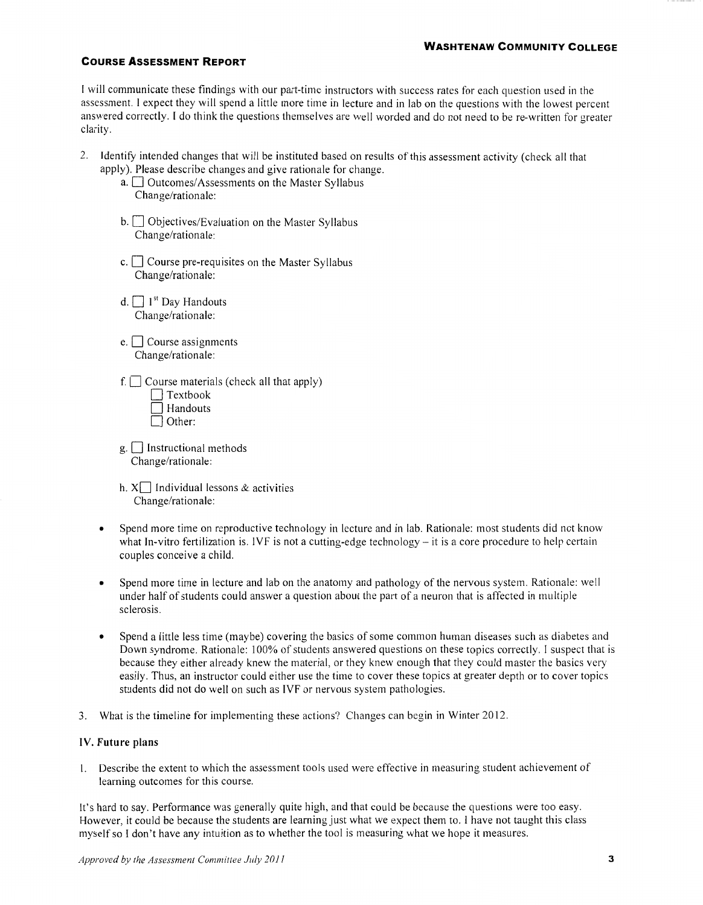I will communicate these findings with our part-time instructors with success rates for each question used in the assessment. I expect they will spend a little more time in lecture and in lab on the questions with the lowest percent answered correctly. I do think the questions themselves are well worded and do not need to be re-written for greater clarity.

2. Identify intended changes that will be instituted based on results of this assessment activity (check all that apply). Please describe changes and give rationale for change.
   a. ☐ Outcomes/Assessments on the Master Syllabus
      Change/rationale:

   b. ☐ Objectives/Evaluation on the Master Syllabus
      Change/rationale:

   c. ☐ Course pre-requisites on the Master Syllabus
      Change/rationale:

   d. ☐ 1st Day Handouts
      Change/rationale:

   e. ☐ Course assignments
      Change/rationale:

   f. ☐ Course materials (check all that apply)
      ☐ Textbook
      ☐ Handouts
      ☐ Other:

   g. ☐ Instructional methods
      Change/rationale:

   h. X☐ Individual lessons & activities
      Change/rationale:

- Spend more time on reproductive technology in lecture and in lab. Rationale: most students did not know what In-vitro fertilization is. IVF is not a cutting-edge technology – it is a core procedure to help certain couples conceive a child.

- Spend more time in lecture and lab on the anatomy and pathology of the nervous system. Rationale: well under half of students could answer a question about the part of a neuron that is affected in multiple sclerosis.

- Spend a little less time (maybe) covering the basics of some common human diseases such as diabetes and Down syndrome. Rationale: 100% of students answered questions on these topics correctly. I suspect that is because they either already knew the material, or they knew enough that they could master the basics very easily. Thus, an instructor could either use the time to cover these topics at greater depth or to cover topics students did not do well on such as IVF or nervous system pathologies.

3. What is the timeline for implementing these actions? Changes can begin in Winter 2012.

## IV. Future plans

1. Describe the extent to which the assessment tools used were effective in measuring student achievement of learning outcomes for this course.

It's hard to say. Performance was generally quite high, and that could be because the questions were too easy. However, it could be because the students are learning just what we expect them to. I have not taught this class myself so I don't have any intuition as to whether the tool is measuring what we hope it measures.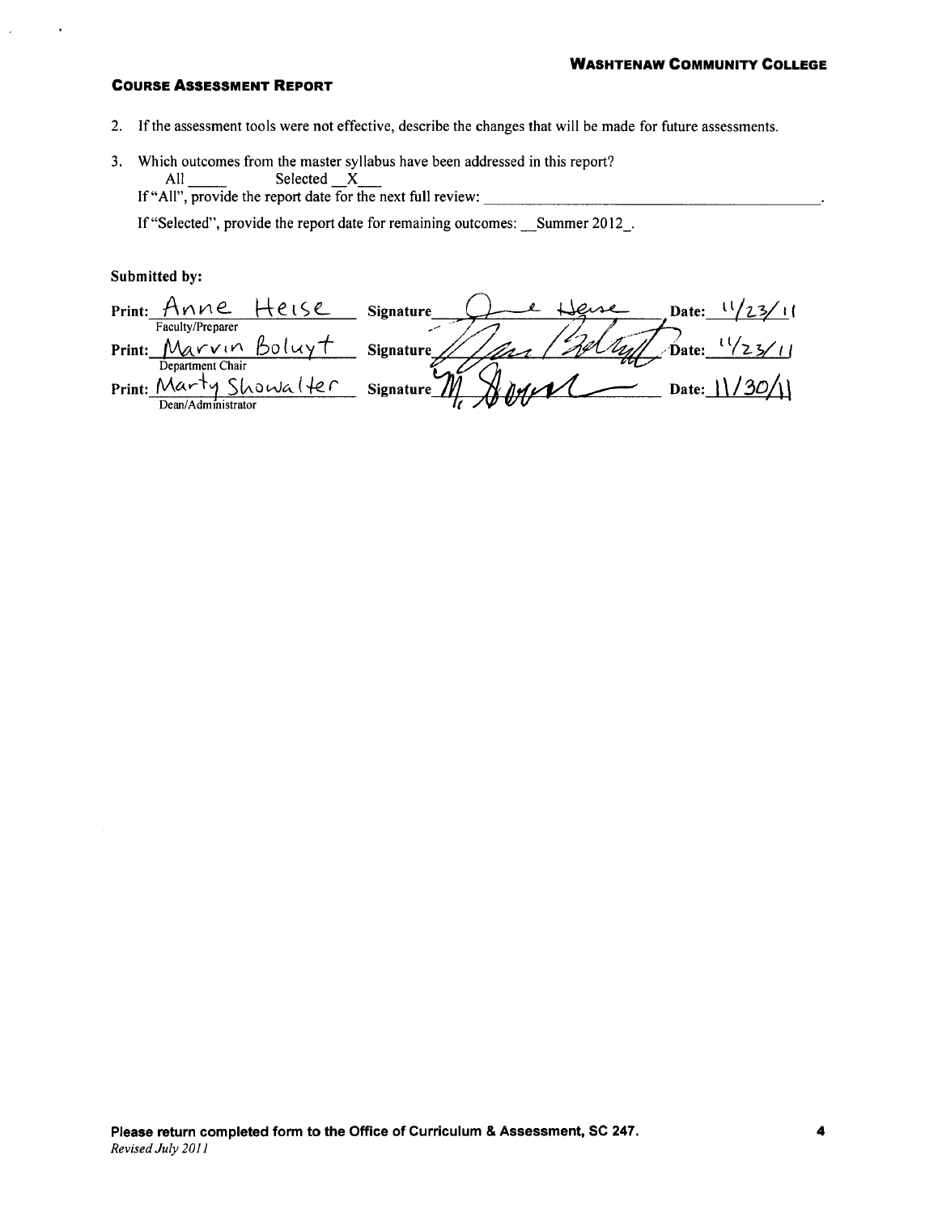**WASHTENAW COMMUNITY COLLEGE**

**COURSE ASSESSMENT REPORT**

2. If the assessment tools were not effective, describe the changes that will be made for future assessments.

3. Which outcomes from the master syllabus have been addressed in this report?

   All \_\_\_\_\_ Selected \_\_X\_\_\_

   If "All", provide the report date for the next full review: \_\_\_\_\_\_\_\_\_\_\_\_\_\_\_\_\_\_\_\_\_\_\_\_\_\_\_\_\_\_.

   If "Selected", provide the report date for remaining outcomes: \_\_Summer 2012\_.

**Submitted by:**

| | | |
|---|---|---|
| **Print:** Anne Heise (Faculty/Preparer) | **Signature** [signature] | **Date:** 11/23/11 |
| **Print:** Marvin Boluyt (Department Chair) | **Signature** [signature] | **Date:** 11/23/11 |
| **Print:** Marty Showalter (Dean/Administrator) | **Signature** [signature] | **Date:** 11/30/11 |

**Please return completed form to the Office of Curriculum & Assessment, SC 247.**
*Revised July 2011*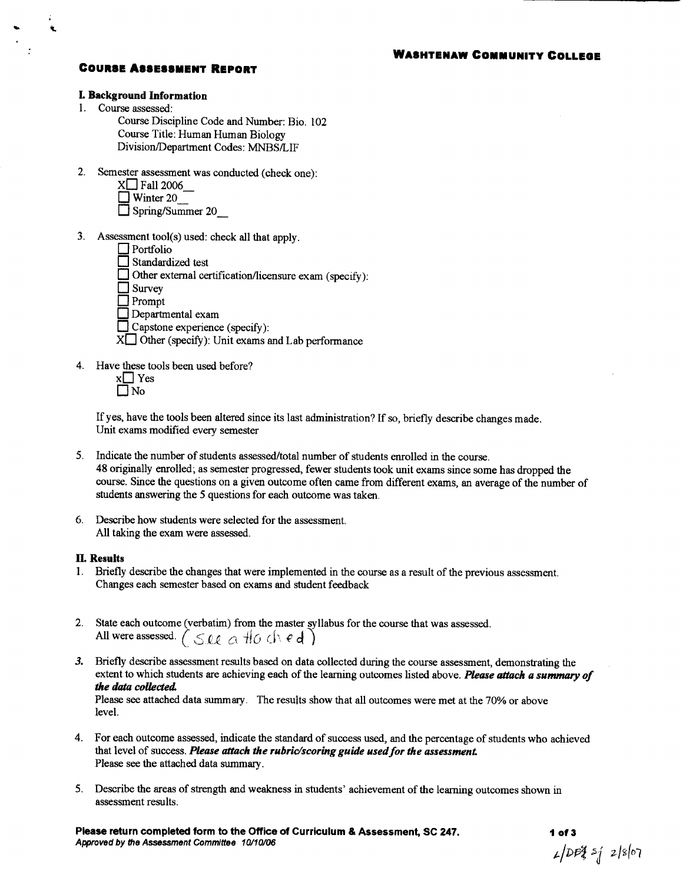**WASHTENAW COMMUNITY COLLEGE**

## COURSE ASSESSMENT REPORT

### I. Background Information

1. Course assessed:
   Course Discipline Code and Number: Bio. 102
   Course Title: Human Human Biology
   Division/Department Codes: MNBS/LIF

2. Semester assessment was conducted (check one):
   X☐ Fall 2006__
   ☐ Winter 20__
   ☐ Spring/Summer 20__

3. Assessment tool(s) used: check all that apply.
   ☐ Portfolio
   ☐ Standardized test
   ☐ Other external certification/licensure exam (specify):
   ☐ Survey
   ☐ Prompt
   ☐ Departmental exam
   ☐ Capstone experience (specify):
   X☐ Other (specify): Unit exams and Lab performance

4. Have these tools been used before?
   x☐ Yes
   ☐ No

   If yes, have the tools been altered since its last administration? If so, briefly describe changes made.
   Unit exams modified every semester

5. Indicate the number of students assessed/total number of students enrolled in the course.
   48 originally enrolled; as semester progressed, fewer students took unit exams since some has dropped the course. Since the questions on a given outcome often came from different exams, an average of the number of students answering the 5 questions for each outcome was taken.

6. Describe how students were selected for the assessment.
   All taking the exam were assessed.

### II. Results

1. Briefly describe the changes that were implemented in the course as a result of the previous assessment.
   Changes each semester based on exams and student feedback

2. State each outcome (verbatim) from the master syllabus for the course that was assessed.
   All were assessed. (See attached)

3. Briefly describe assessment results based on data collected during the course assessment, demonstrating the extent to which students are achieving each of the learning outcomes listed above. ***Please attach a summary of the data collected.***
   Please see attached data summary. The results show that all outcomes were met at the 70% or above level.

4. For each outcome assessed, indicate the standard of success used, and the percentage of students who achieved that level of success. ***Please attach the rubric/scoring guide used for the assessment.***
   Please see the attached data summary.

5. Describe the areas of strength and weakness in students' achievement of the learning outcomes shown in assessment results.

**Please return completed form to the Office of Curriculum & Assessment, SC 247.**
*Approved by the Assessment Committee 10/10/06*

L/DEA sj 2/8/07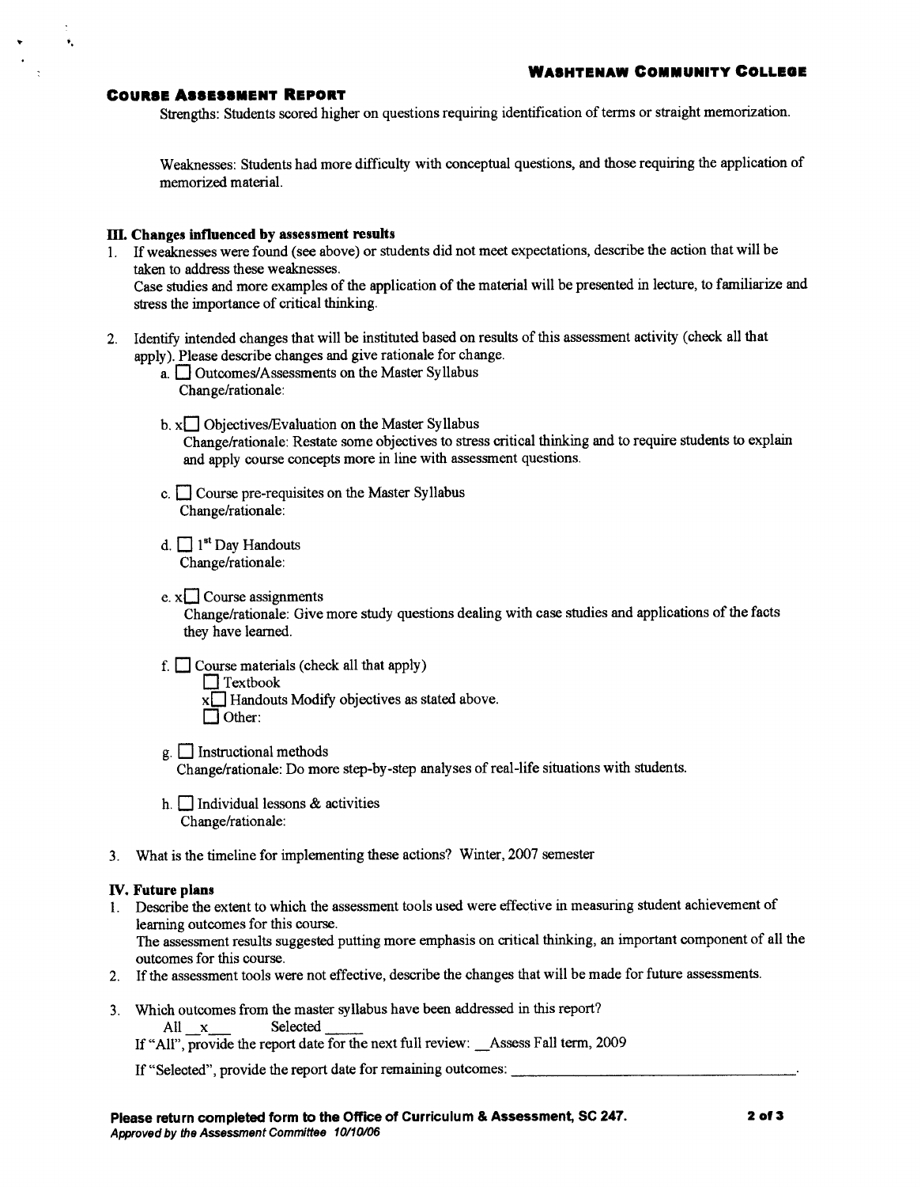**COURSE ASSESSMENT REPORT**

Strengths: Students scored higher on questions requiring identification of terms or straight memorization.

Weaknesses: Students had more difficulty with conceptual questions, and those requiring the application of memorized material.

**III. Changes influenced by assessment results**

1. If weaknesses were found (see above) or students did not meet expectations, describe the action that will be taken to address these weaknesses.
   Case studies and more examples of the application of the material will be presented in lecture, to familiarize and stress the importance of critical thinking.

2. Identify intended changes that will be instituted based on results of this assessment activity (check all that apply). Please describe changes and give rationale for change.
   a. ☐ Outcomes/Assessments on the Master Syllabus
      Change/rationale:

   b. x☐ Objectives/Evaluation on the Master Syllabus
      Change/rationale: Restate some objectives to stress critical thinking and to require students to explain and apply course concepts more in line with assessment questions.

   c. ☐ Course pre-requisites on the Master Syllabus
      Change/rationale:

   d. ☐ 1st Day Handouts
      Change/rationale:

   e. x☐ Course assignments
      Change/rationale: Give more study questions dealing with case studies and applications of the facts they have learned.

   f. ☐ Course materials (check all that apply)
      ☐ Textbook
      x☐ Handouts Modify objectives as stated above.
      ☐ Other:

   g. ☐ Instructional methods
      Change/rationale: Do more step-by-step analyses of real-life situations with students.

   h. ☐ Individual lessons & activities
      Change/rationale:

3. What is the timeline for implementing these actions? Winter, 2007 semester

**IV. Future plans**

1. Describe the extent to which the assessment tools used were effective in measuring student achievement of learning outcomes for this course.
   The assessment results suggested putting more emphasis on critical thinking, an important component of all the outcomes for this course.
2. If the assessment tools were not effective, describe the changes that will be made for future assessments.

3. Which outcomes from the master syllabus have been addressed in this report?
   All \_\_x\_\_\_ Selected \_\_\_\_\_
   If "All", provide the report date for the next full review: \_\_Assess Fall term, 2009

   If "Selected", provide the report date for remaining outcomes: \_\_\_\_\_\_\_\_\_\_\_\_\_\_\_\_\_\_\_\_\_\_\_\_\_\_\_\_\_\_\_\_\_\_\_\_\_\_.

**Please return completed form to the Office of Curriculum & Assessment, SC 247.**
***Approved by the Assessment Committee 10/10/06***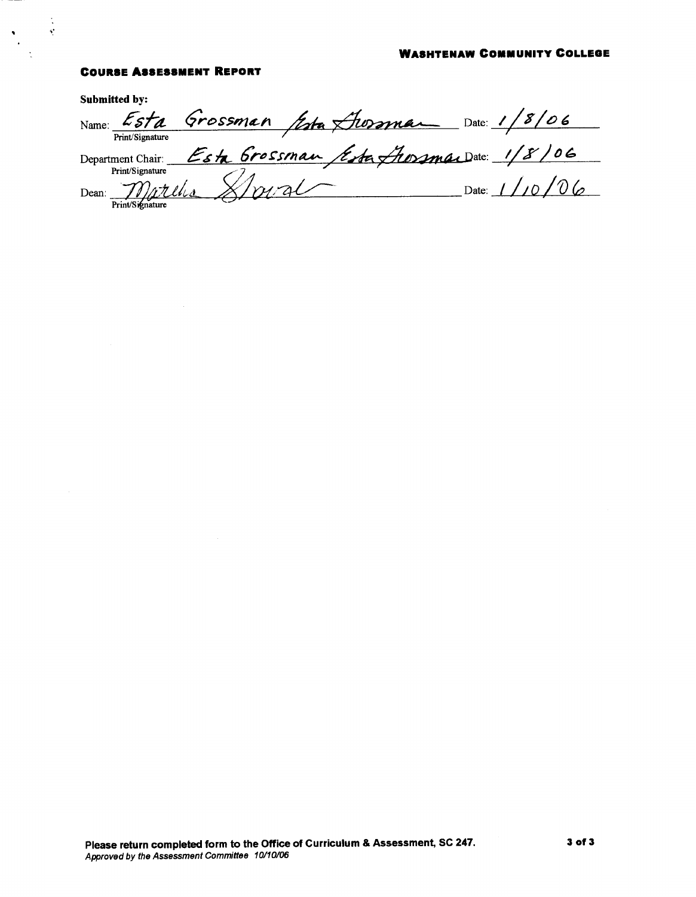**WASHTENAW COMMUNITY COLLEGE**

**COURSE ASSESSMENT REPORT**

**Submitted by:**

Name: Esta Grossman / Esta Grossman Date: 1/8/06
Print/Signature

Department Chair: Esta Grossman / Esta Grossman Date: 1/8/06
Print/Signature

Dean: Martha Showalter Date: 1/10/06
Print/Signature

**Please return completed form to the Office of Curriculum & Assessment, SC 247.**
*Approved by the Assessment Committee 10/10/06*